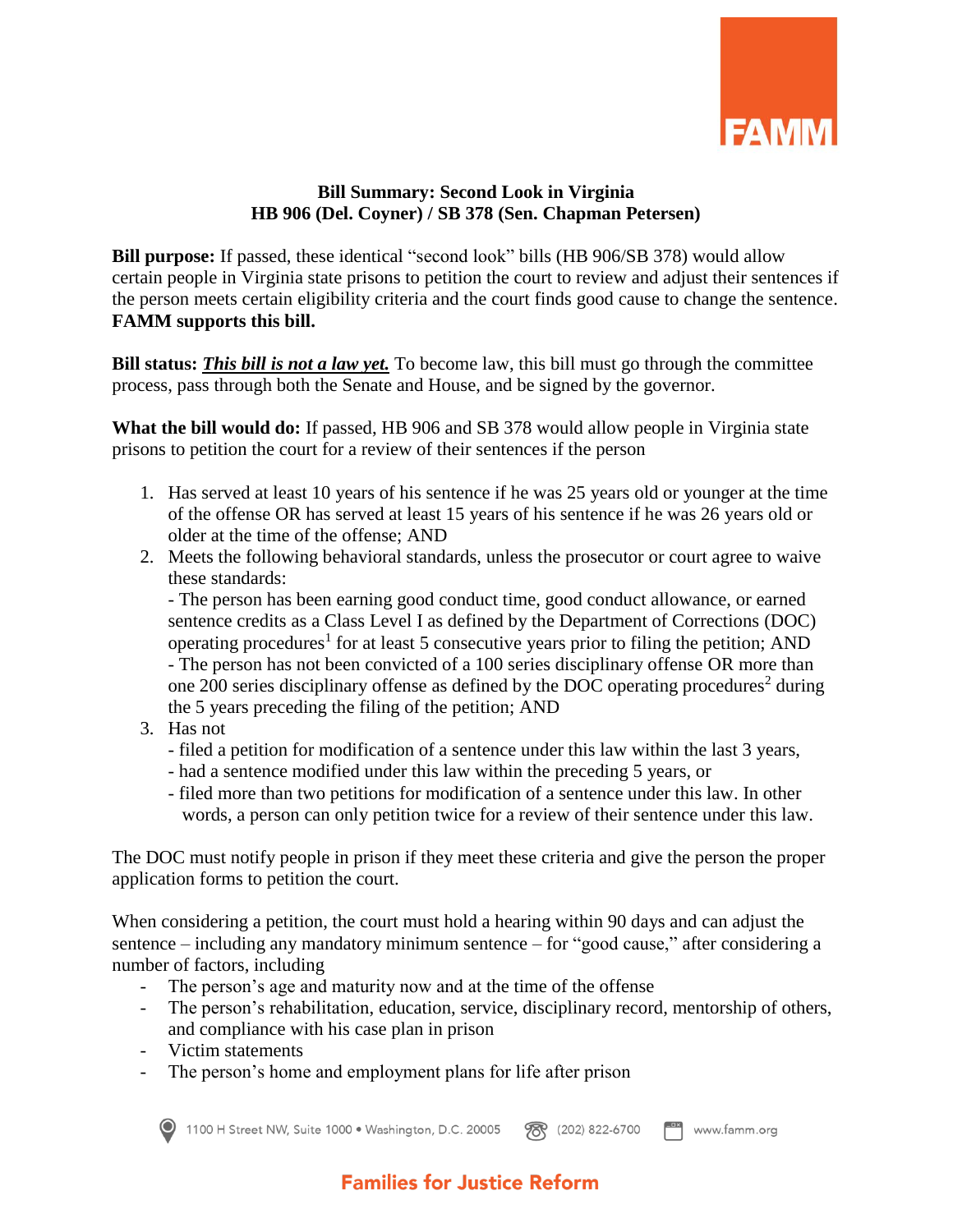**Bill Summary: Second Look in Virginia**
**HB 906 (Del. Coyner) / SB 378 (Sen. Chapman Petersen)**

**Bill purpose:** If passed, these identical "second look" bills (HB 906/SB 378) would allow certain people in Virginia state prisons to petition the court to review and adjust their sentences if the person meets certain eligibility criteria and the court finds good cause to change the sentence. **FAMM supports this bill.**

**Bill status:** ***This bill is not a law yet.*** To become law, this bill must go through the committee process, pass through both the Senate and House, and be signed by the governor.

**What the bill would do:** If passed, HB 906 and SB 378 would allow people in Virginia state prisons to petition the court for a review of their sentences if the person

1. Has served at least 10 years of his sentence if he was 25 years old or younger at the time of the offense OR has served at least 15 years of his sentence if he was 26 years old or older at the time of the offense; AND
2. Meets the following behavioral standards, unless the prosecutor or court agree to waive these standards:
   - The person has been earning good conduct time, good conduct allowance, or earned sentence credits as a Class Level I as defined by the Department of Corrections (DOC) operating procedures[1] for at least 5 consecutive years prior to filing the petition; AND
   - The person has not been convicted of a 100 series disciplinary offense OR more than one 200 series disciplinary offense as defined by the DOC operating procedures[2] during the 5 years preceding the filing of the petition; AND
3. Has not
   - filed a petition for modification of a sentence under this law within the last 3 years,
   - had a sentence modified under this law within the preceding 5 years, or
   - filed more than two petitions for modification of a sentence under this law. In other words, a person can only petition twice for a review of their sentence under this law.

The DOC must notify people in prison if they meet these criteria and give the person the proper application forms to petition the court.

When considering a petition, the court must hold a hearing within 90 days and can adjust the sentence – including any mandatory minimum sentence – for "good cause," after considering a number of factors, including

- The person's age and maturity now and at the time of the offense
- The person's rehabilitation, education, service, disciplinary record, mentorship of others, and compliance with his case plan in prison
- Victim statements
- The person's home and employment plans for life after prison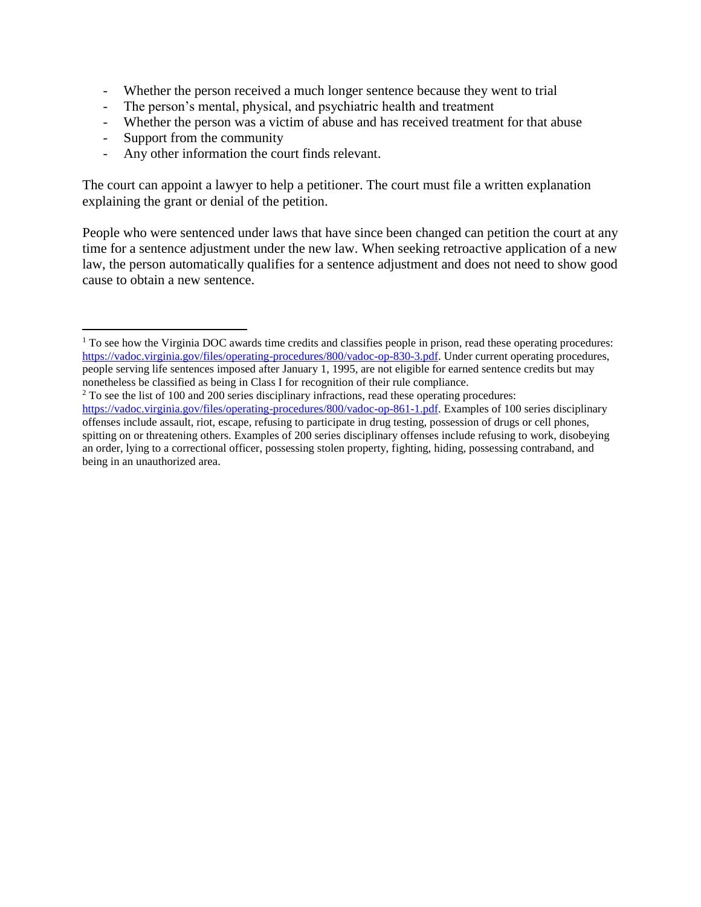- Whether the person received a much longer sentence because they went to trial
- The person's mental, physical, and psychiatric health and treatment
- Whether the person was a victim of abuse and has received treatment for that abuse
- Support from the community
- Any other information the court finds relevant.

The court can appoint a lawyer to help a petitioner. The court must file a written explanation explaining the grant or denial of the petition.

People who were sentenced under laws that have since been changed can petition the court at any time for a sentence adjustment under the new law. When seeking retroactive application of a new law, the person automatically qualifies for a sentence adjustment and does not need to show good cause to obtain a new sentence.

---

[1] To see how the Virginia DOC awards time credits and classifies people in prison, read these operating procedures: https://vadoc.virginia.gov/files/operating-procedures/800/vadoc-op-830-3.pdf. Under current operating procedures, people serving life sentences imposed after January 1, 1995, are not eligible for earned sentence credits but may nonetheless be classified as being in Class I for recognition of their rule compliance.

[2] To see the list of 100 and 200 series disciplinary infractions, read these operating procedures: https://vadoc.virginia.gov/files/operating-procedures/800/vadoc-op-861-1.pdf. Examples of 100 series disciplinary offenses include assault, riot, escape, refusing to participate in drug testing, possession of drugs or cell phones, spitting on or threatening others. Examples of 200 series disciplinary offenses include refusing to work, disobeying an order, lying to a correctional officer, possessing stolen property, fighting, hiding, possessing contraband, and being in an unauthorized area.